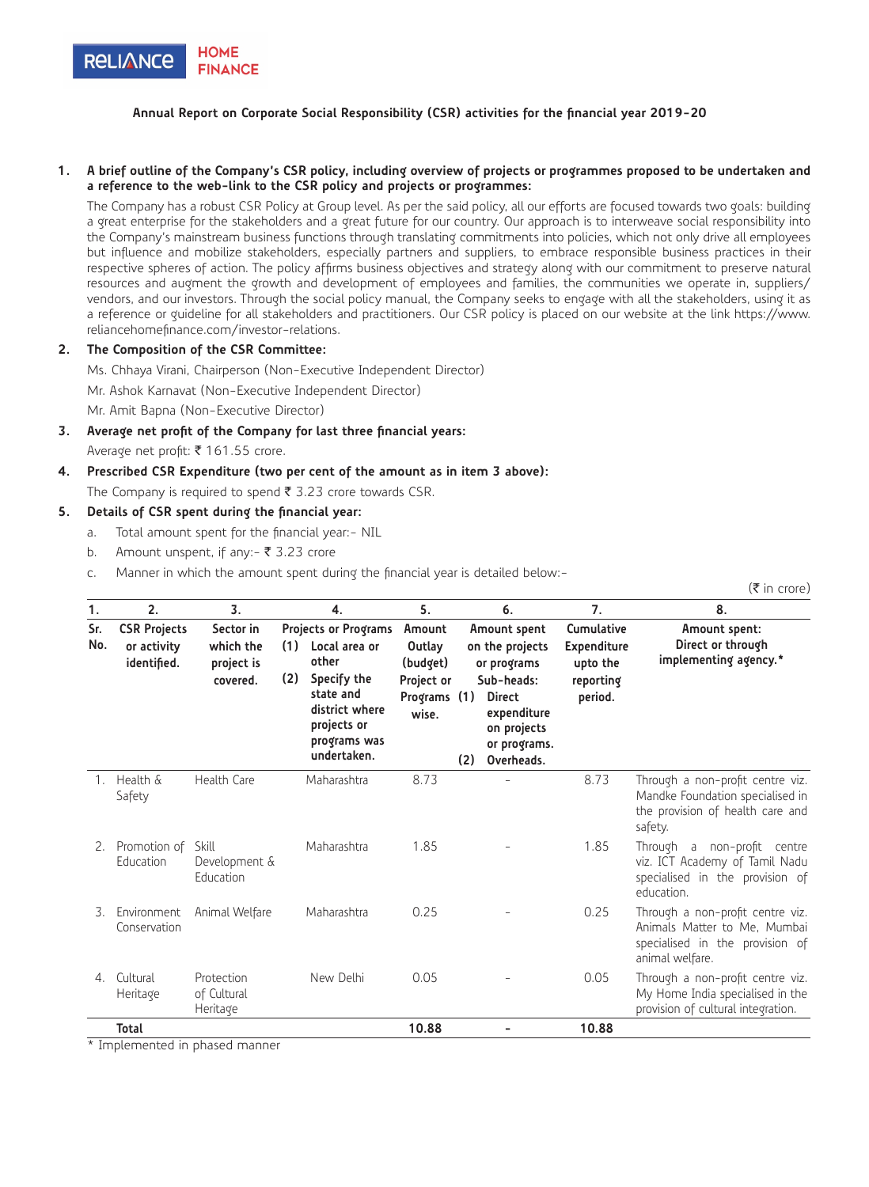RELIANCE HOME FINANCE

## Annual Report on Corporate Social Responsibility (CSR) activities for the financial year 2019-20

**1. A brief outline of the Company's CSR policy, including overview of projects or programmes proposed to be undertaken and a reference to the web-link to the CSR policy and projects or programmes:**

The Company has a robust CSR Policy at Group level. As per the said policy, all our efforts are focused towards two goals: building a great enterprise for the stakeholders and a great future for our country. Our approach is to interweave social responsibility into the Company's mainstream business functions through translating commitments into policies, which not only drive all employees but influence and mobilize stakeholders, especially partners and suppliers, to embrace responsible business practices in their respective spheres of action. The policy affirms business objectives and strategy along with our commitment to preserve natural resources and augment the growth and development of employees and families, the communities we operate in, suppliers/ vendors, and our investors. Through the social policy manual, the Company seeks to engage with all the stakeholders, using it as a reference or guideline for all stakeholders and practitioners. Our CSR policy is placed on our website at the link https://www.reliancehomefinance.com/investor-relations.

**2. The Composition of the CSR Committee:**

Ms. Chhaya Virani, Chairperson (Non-Executive Independent Director)

Mr. Ashok Karnavat (Non-Executive Independent Director)

Mr. Amit Bapna (Non-Executive Director)

**3. Average net profit of the Company for last three financial years:**

Average net profit: ₹ 161.55 crore.

**4. Prescribed CSR Expenditure (two per cent of the amount as in item 3 above):**

The Company is required to spend ₹ 3.23 crore towards CSR.

**5. Details of CSR spent during the financial year:**

a. Total amount spent for the financial year:- NIL

b. Amount unspent, if any:- ₹ 3.23 crore

c. Manner in which the amount spent during the financial year is detailed below:-

(₹ in crore)

| 1. | 2. | 3. | 4. | 5. | 6. | 7. | 8. |
|---|---|---|---|---|---|---|---|
| Sr. No. | CSR Projects or activity identified. | Sector in which the project is covered. | Projects or Programs (1) Local area or other (2) Specify the state and district where projects or programs was undertaken. | Amount Outlay (budget) Project or Programs wise. | Amount spent on the projects or programs Sub-heads: (1) Direct expenditure on projects or programs. (2) Overheads. | Cumulative Expenditure upto the reporting period. | Amount spent: Direct or through implementing agency.* |
| 1. | Health & Safety | Health Care | Maharashtra | 8.73 | - | 8.73 | Through a non-profit centre viz. Mandke Foundation specialised in the provision of health care and safety. |
| 2. | Promotion of Education | Skill Development & Education | Maharashtra | 1.85 | - | 1.85 | Through a non-profit centre viz. ICT Academy of Tamil Nadu specialised in the provision of education. |
| 3. | Environment Conservation | Animal Welfare | Maharashtra | 0.25 | - | 0.25 | Through a non-profit centre viz. Animals Matter to Me, Mumbai specialised in the provision of animal welfare. |
| 4. | Cultural Heritage | Protection of Cultural Heritage | New Delhi | 0.05 | - | 0.05 | Through a non-profit centre viz. My Home India specialised in the provision of cultural integration. |
| | **Total** | | | **10.88** | **-** | **10.88** | |

\* Implemented in phased manner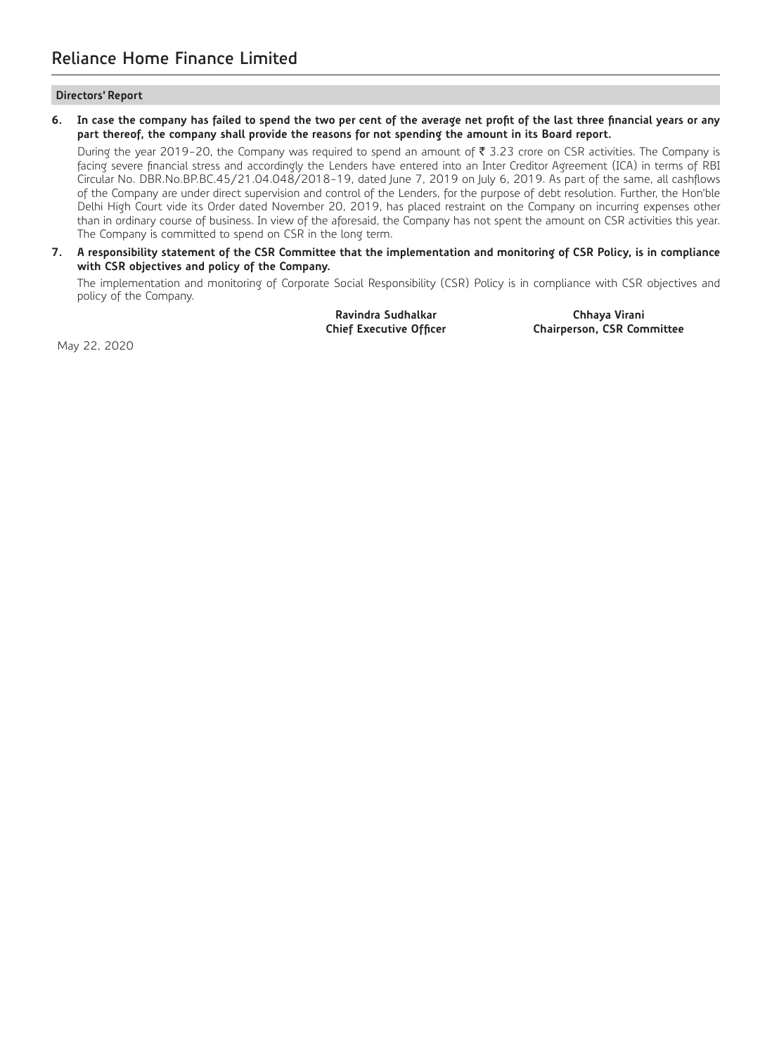## Directors' Report

6. **In case the company has failed to spend the two per cent of the average net profit of the last three financial years or any part thereof, the company shall provide the reasons for not spending the amount in its Board report.**

   During the year 2019-20, the Company was required to spend an amount of ₹ 3.23 crore on CSR activities. The Company is facing severe financial stress and accordingly the Lenders have entered into an Inter Creditor Agreement (ICA) in terms of RBI Circular No. DBR.No.BP.BC.45/21.04.048/2018-19, dated June 7, 2019 on July 6, 2019. As part of the same, all cashflows of the Company are under direct supervision and control of the Lenders, for the purpose of debt resolution. Further, the Hon'ble Delhi High Court vide its Order dated November 20, 2019, has placed restraint on the Company on incurring expenses other than in ordinary course of business. In view of the aforesaid, the Company has not spent the amount on CSR activities this year. The Company is committed to spend on CSR in the long term.

7. **A responsibility statement of the CSR Committee that the implementation and monitoring of CSR Policy, is in compliance with CSR objectives and policy of the Company.**

   The implementation and monitoring of Corporate Social Responsibility (CSR) Policy is in compliance with CSR objectives and policy of the Company.

**Ravindra Sudhalkar**
**Chief Executive Officer**

**Chhaya Virani**
**Chairperson, CSR Committee**

May 22, 2020